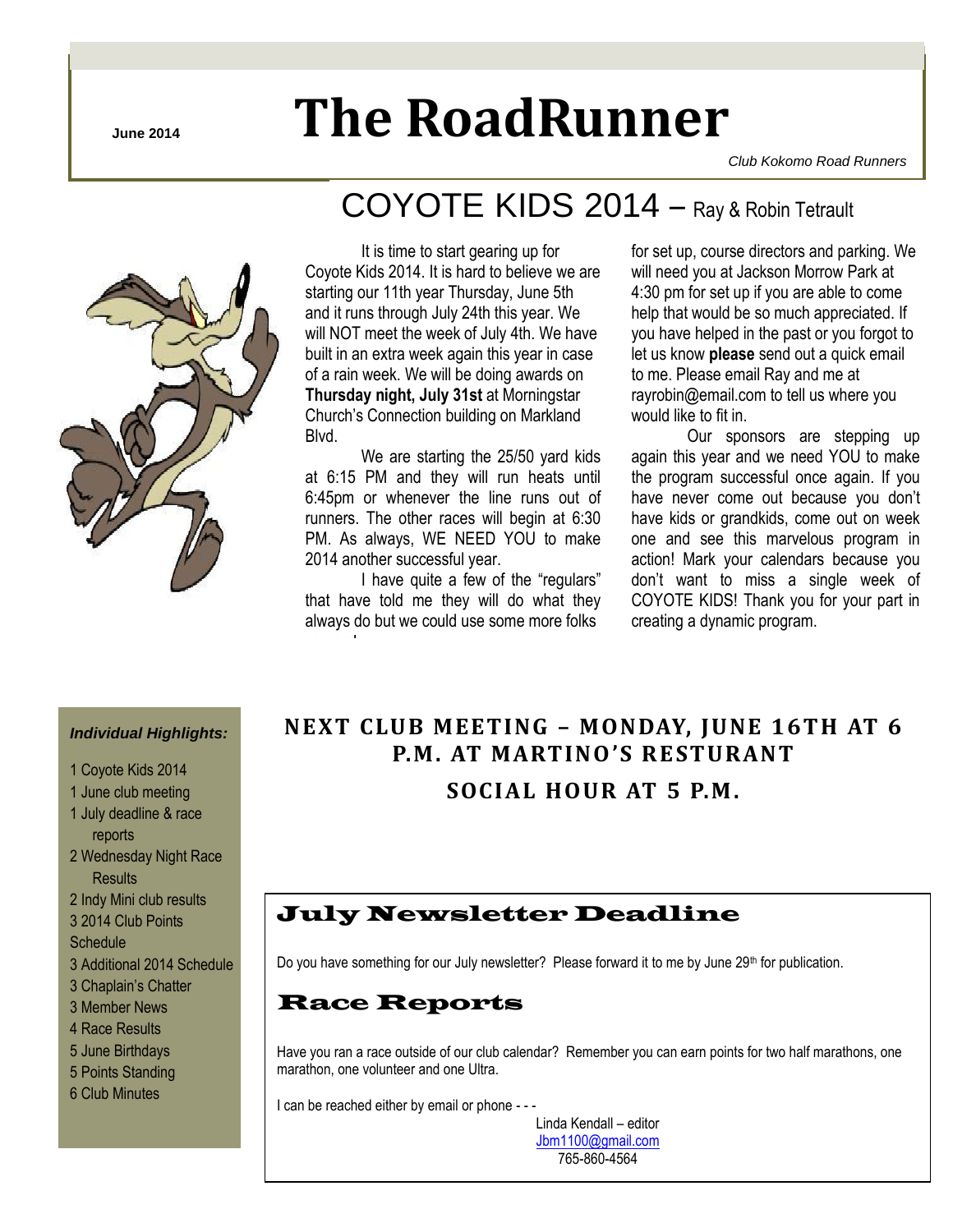June 2014

# The RoadRunner

*Club Kokomo Road Runners*

## COYOTE KIDS 2014 – Ray & Robin Tetrault

It is time to start gearing up for Coyote Kids 2014. It is hard to believe we are starting our 11th year Thursday, June 5th and it runs through July 24th this year. We will NOT meet the week of July 4th. We have built in an extra week again this year in case of a rain week. We will be doing awards on **Thursday night, July 31st** at Morningstar Church's Connection building on Markland Blvd.

We are starting the 25/50 yard kids at 6:15 PM and they will run heats until 6:45pm or whenever the line runs out of runners. The other races will begin at 6:30 PM. As always, WE NEED YOU to make 2014 another successful year.

I have quite a few of the "regulars" that have told me they will do what they always do but we could use some more folks for set up, course directors and parking. We will need you at Jackson Morrow Park at 4:30 pm for set up if you are able to come help that would be so much appreciated. If you have helped in the past or you forgot to let us know **please** send out a quick email to me. Please email Ray and me at rayrobin@email.com to tell us where you would like to fit in.

Our sponsors are stepping up again this year and we need YOU to make the program successful once again. If you have never come out because you don't have kids or grandkids, come out on week one and see this marvelous program in action! Mark your calendars because you don't want to miss a single week of COYOTE KIDS! Thank you for your part in creating a dynamic program.

***Individual Highlights:***

- 1 Coyote Kids 2014
- 1 June club meeting
- 1 July deadline & race reports
- 2 Wednesday Night Race Results
- 2 Indy Mini club results
- 3 2014 Club Points Schedule
- 3 Additional 2014 Schedule
- 3 Chaplain's Chatter
- 3 Member News
- 4 Race Results
- 5 June Birthdays
- 5 Points Standing
- 6 Club Minutes

## NEXT CLUB MEETING – MONDAY, JUNE 16TH AT 6 P.M. AT MARTINO'S RESTURANT

## SOCIAL HOUR AT 5 P.M.

## July Newsletter Deadline

Do you have something for our July newsletter? Please forward it to me by June 29th for publication.

## Race Reports

Have you ran a race outside of our club calendar? Remember you can earn points for two half marathons, one marathon, one volunteer and one Ultra.

I can be reached either by email or phone - - -

Linda Kendall – editor
Jbm1100@gmail.com
765-860-4564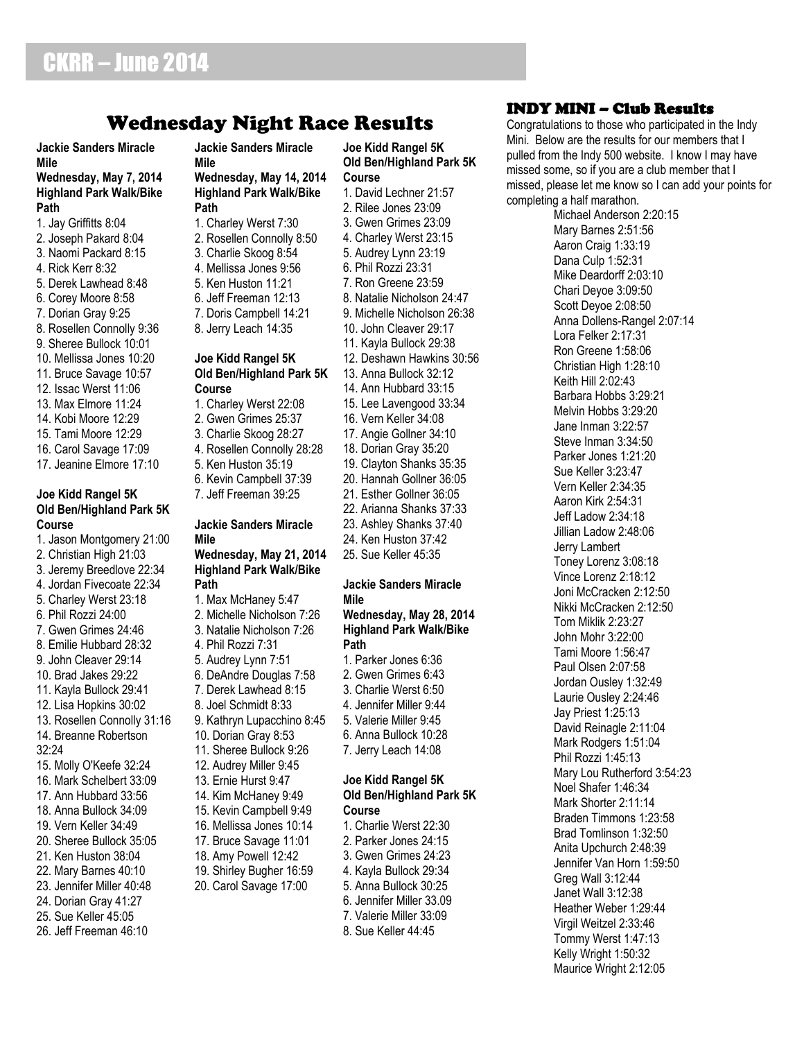# Wednesday Night Race Results

**Jackie Sanders Miracle Mile**
**Wednesday, May 7, 2014**
**Highland Park Walk/Bike Path**

1. Jay Griffitts 8:04
2. Joseph Pakard 8:04
3. Naomi Packard 8:15
4. Rick Kerr 8:32
5. Derek Lawhead 8:48
6. Corey Moore 8:58
7. Dorian Gray 9:25
8. Rosellen Connolly 9:36
9. Sheree Bullock 10:01
10. Mellissa Jones 10:20
11. Bruce Savage 10:57
12. Issac Werst 11:06
13. Max Elmore 11:24
14. Kobi Moore 12:29
15. Tami Moore 12:29
16. Carol Savage 17:09
17. Jeanine Elmore 17:10

**Joe Kidd Rangel 5K**
**Old Ben/Highland Park 5K Course**

1. Jason Montgomery 21:00
2. Christian High 21:03
3. Jeremy Breedlove 22:34
4. Jordan Fivecoate 22:34
5. Charley Werst 23:18
6. Phil Rozzi 24:00
7. Gwen Grimes 24:46
8. Emilie Hubbard 28:32
9. John Cleaver 29:14
10. Brad Jakes 29:22
11. Kayla Bullock 29:41
12. Lisa Hopkins 30:02
13. Rosellen Connolly 31:16
14. Breanne Robertson 32:24
15. Molly O'Keefe 32:24
16. Mark Schelbert 33:09
17. Ann Hubbard 33:56
18. Anna Bullock 34:09
19. Vern Keller 34:49
20. Sheree Bullock 35:05
21. Ken Huston 38:04
22. Mary Barnes 40:10
23. Jennifer Miller 40:48
24. Dorian Gray 41:27
25. Sue Keller 45:05
26. Jeff Freeman 46:10

**Jackie Sanders Miracle Mile**
**Wednesday, May 14, 2014**
**Highland Park Walk/Bike Path**

1. Charley Werst 7:30
2. Rosellen Connolly 8:50
3. Charlie Skoog 8:54
4. Mellissa Jones 9:56
5. Ken Huston 11:21
6. Jeff Freeman 12:13
7. Doris Campbell 14:21
8. Jerry Leach 14:35

**Joe Kidd Rangel 5K**
**Old Ben/Highland Park 5K Course**

1. Charley Werst 22:08
2. Gwen Grimes 25:37
3. Charlie Skoog 28:27
4. Rosellen Connolly 28:28
5. Ken Huston 35:19
6. Kevin Campbell 37:39
7. Jeff Freeman 39:25

**Jackie Sanders Miracle Mile**
**Wednesday, May 21, 2014**
**Highland Park Walk/Bike Path**

1. Max McHaney 5:47
2. Michelle Nicholson 7:26
3. Natalie Nicholson 7:26
4. Phil Rozzi 7:31
5. Audrey Lynn 7:51
6. DeAndre Douglas 7:58
7. Derek Lawhead 8:15
8. Joel Schmidt 8:33
9. Kathryn Lupacchino 8:45
10. Dorian Gray 8:53
11. Sheree Bullock 9:26
12. Audrey Miller 9:45
13. Ernie Hurst 9:47
14. Kim McHaney 9:49
15. Kevin Campbell 9:49
16. Mellissa Jones 10:14
17. Bruce Savage 11:01
18. Amy Powell 12:42
19. Shirley Bugher 16:59
20. Carol Savage 17:00

**Joe Kidd Rangel 5K**
**Old Ben/Highland Park 5K Course**

1. David Lechner 21:57
2. Rilee Jones 23:09
3. Gwen Grimes 23:09
4. Charley Werst 23:15
5. Audrey Lynn 23:19
6. Phil Rozzi 23:31
7. Ron Greene 23:59
8. Natalie Nicholson 24:47
9. Michelle Nicholson 26:38
10. John Cleaver 29:17
11. Kayla Bullock 29:38
12. Deshawn Hawkins 30:56
13. Anna Bullock 32:12
14. Ann Hubbard 33:15
15. Lee Lavengood 33:34
16. Vern Keller 34:08
17. Angie Gollner 34:10
18. Dorian Gray 35:20
19. Clayton Shanks 35:35
20. Hannah Gollner 36:05
21. Esther Gollner 36:05
22. Arianna Shanks 37:33
23. Ashley Shanks 37:40
24. Ken Huston 37:42
25. Sue Keller 45:35

**Jackie Sanders Miracle Mile**
**Wednesday, May 28, 2014**
**Highland Park Walk/Bike Path**

1. Parker Jones 6:36
2. Gwen Grimes 6:43
3. Charlie Werst 6:50
4. Jennifer Miller 9:44
5. Valerie Miller 9:45
6. Anna Bullock 10:28
7. Jerry Leach 14:08

**Joe Kidd Rangel 5K**
**Old Ben/Highland Park 5K Course**

1. Charlie Werst 22:30
2. Parker Jones 24:15
3. Gwen Grimes 24:23
4. Kayla Bullock 29:34
5. Anna Bullock 30:25
6. Jennifer Miller 33.09
7. Valerie Miller 33:09
8. Sue Keller 44:45

## INDY MINI – Club Results

Congratulations to those who participated in the Indy Mini. Below are the results for our members that I pulled from the Indy 500 website. I know I may have missed some, so if you are a club member that I missed, please let me know so I can add your points for completing a half marathon.

Michael Anderson 2:20:15
Mary Barnes 2:51:56
Aaron Craig 1:33:19
Dana Culp 1:52:31
Mike Deardorff 2:03:10
Chari Deyoe 3:09:50
Scott Deyoe 2:08:50
Anna Dollens-Rangel 2:07:14
Lora Felker 2:17:31
Ron Greene 1:58:06
Christian High 1:28:10
Keith Hill 2:02:43
Barbara Hobbs 3:29:21
Melvin Hobbs 3:29:20
Jane Inman 3:22:57
Steve Inman 3:34:50
Parker Jones 1:21:20
Sue Keller 3:23:47
Vern Keller 2:34:35
Aaron Kirk 2:54:31
Jeff Ladow 2:34:18
Jillian Ladow 2:48:06
Jerry Lambert
Toney Lorenz 3:08:18
Vince Lorenz 2:18:12
Joni McCracken 2:12:50
Nikki McCracken 2:12:50
Tom Miklik 2:23:27
John Mohr 3:22:00
Tami Moore 1:56:47
Paul Olsen 2:07:58
Jordan Ousley 1:32:49
Laurie Ousley 2:24:46
Jay Priest 1:25:13
David Reinagle 2:11:04
Mark Rodgers 1:51:04
Phil Rozzi 1:45:13
Mary Lou Rutherford 3:54:23
Noel Shafer 1:46:34
Mark Shorter 2:11:14
Braden Timmons 1:23:58
Brad Tomlinson 1:32:50
Anita Upchurch 2:48:39
Jennifer Van Horn 1:59:50
Greg Wall 3:12:44
Janet Wall 3:12:38
Heather Weber 1:29:44
Virgil Weitzel 2:33:46
Tommy Werst 1:47:13
Kelly Wright 1:50:32
Maurice Wright 2:12:05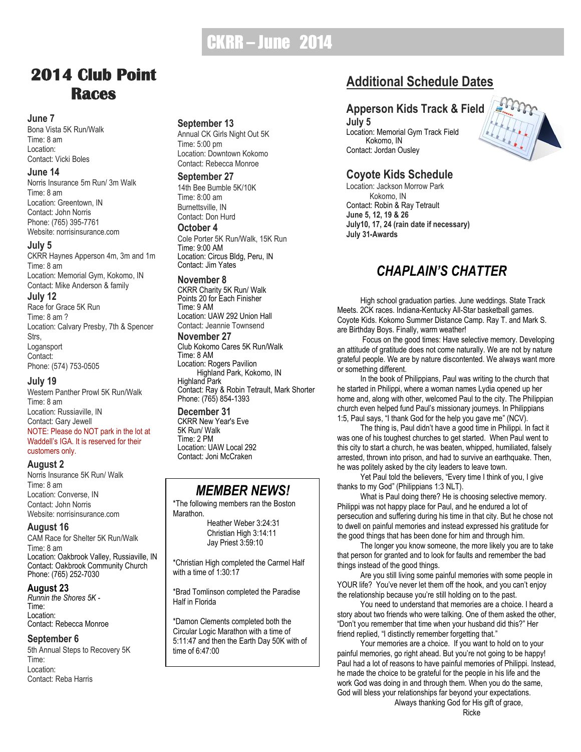# CKRR – June 2014

## 2014 Club Point Races

### June 7
Bona Vista 5K Run/Walk
Time: 8 am
Location:
Contact: Vicki Boles

### June 14
Norris Insurance 5m Run/ 3m Walk
Time: 8 am
Location: Greentown, IN
Contact: John Norris
Phone: (765) 395-7761
Website: norrisinsurance.com

### July 5
CKRR Haynes Apperson 4m, 3m and 1m
Time: 8 am
Location: Memorial Gym, Kokomo, IN
Contact: Mike Anderson & family

### July 12
Race for Grace 5K Run
Time: 8 am ?
Location: Calvary Presby, 7th & Spencer Strs,
Logansport
Contact:
Phone: (574) 753-0505

### July 19
Western Panther Prowl 5K Run/Walk
Time: 8 am
Location: Russiaville, IN
Contact: Gary Jewell
NOTE: Please do NOT park in the lot at Waddell's IGA. It is reserved for their customers only.

### August 2
Norris Insurance 5K Run/ Walk
Time: 8 am
Location: Converse, IN
Contact: John Norris
Website: norrisinsurance.com

### August 16
CAM Race for Shelter 5K Run/Walk
Time: 8 am
Location: Oakbrook Valley, Russiaville, IN
Contact: Oakbrook Community Church
Phone: (765) 252-7030

### August 23
*Runnin the Shores 5K -*
Time:
Location:
Contact: Rebecca Monroe

### September 6
5th Annual Steps to Recovery 5K
Time:
Location:
Contact: Reba Harris

### September 13
Annual CK Girls Night Out 5K
Time: 5:00 pm
Location: Downtown Kokomo
Contact: Rebecca Monroe

### September 27
14th Bee Bumble 5K/10K
Time: 8:00 am
Burnettsville, IN
Contact: Don Hurd

### October 4
Cole Porter 5K Run/Walk, 15K Run
Time: 9:00 AM
Location: Circus Bldg, Peru, IN
Contact: Jim Yates

### November 8
CKRR Charity 5K Run/ Walk
Points 20 for Each Finisher
Time: 9 AM
Location: UAW 292 Union Hall
Contact: Jeannie Townsend

### November 27
Club Kokomo Cares 5K Run/Walk
Time: 8 AM
Location: Rogers Pavilion
Highland Park, Kokomo, IN
Highland Park
Contact: Ray & Robin Tetrault, Mark Shorter
Phone: (765) 854-1393

### December 31
CKRR New Year's Eve
5K Run/ Walk
Time: 2 PM
Location: UAW Local 292
Contact: Joni McCraken

## *MEMBER NEWS!*

*The following members ran the Boston Marathon.

Heather Weber 3:24:31
Christian High 3:14:11
Jay Priest 3:59:10

*Christian High completed the Carmel Half with a time of 1:30:17

*Brad Tomlinson completed the Paradise Half in Florida

*Damon Clements completed both the Circular Logic Marathon with a time of 5:11:47 and then the Earth Day 50K with of time of 6:47:00

## Additional Schedule Dates

### Apperson Kids Track & Field
**July 5**
Location: Memorial Gym Track Field
Kokomo, IN
Contact: Jordan Ousley

### Coyote Kids Schedule
Location: Jackson Morrow Park
Kokomo, IN
Contact: Robin & Ray Tetrault
**June 5, 12, 19 & 26**
**July10, 17, 24 (rain date if necessary)**
**July 31-Awards**

## *CHAPLAIN'S CHATTER*

High school graduation parties. June weddings. State Track Meets. 2CK races. Indiana-Kentucky All-Star basketball games. Coyote Kids. Kokomo Summer Distance Camp. Ray T. and Mark S. are Birthday Boys. Finally, warm weather!

Focus on the good times: Have selective memory. Developing an attitude of gratitude does not come naturally. We are not by nature grateful people. We are by nature discontented. We always want more or something different.

In the book of Philippians, Paul was writing to the church that he started in Philippi, where a woman names Lydia opened up her home and, along with other, welcomed Paul to the city. The Philippian church even helped fund Paul's missionary journeys. In Philippians 1:5, Paul says, "I thank God for the help you gave me" (NCV).

The thing is, Paul didn't have a good time in Philippi. In fact it was one of his toughest churches to get started. When Paul went to this city to start a church, he was beaten, whipped, humiliated, falsely arrested, thrown into prison, and had to survive an earthquake. Then, he was politely asked by the city leaders to leave town.

Yet Paul told the believers, "Every time I think of you, I give thanks to my God" (Philippians 1:3 NLT).

What is Paul doing there? He is choosing selective memory. Philippi was not happy place for Paul, and he endured a lot of persecution and suffering during his time in that city. But he chose not to dwell on painful memories and instead expressed his gratitude for the good things that has been done for him and through him.

The longer you know someone, the more likely you are to take that person for granted and to look for faults and remember the bad things instead of the good things.

Are you still living some painful memories with some people in YOUR life? You've never let them off the hook, and you can't enjoy the relationship because you're still holding on to the past.

You need to understand that memories are a choice. I heard a story about two friends who were talking. One of them asked the other, "Don't you remember that time when your husband did this?" Her friend replied, "I distinctly remember forgetting that."

Your memories are a choice. If you want to hold on to your painful memories, go right ahead. But you're not going to be happy! Paul had a lot of reasons to have painful memories of Philippi. Instead, he made the choice to be grateful for the people in his life and the work God was doing in and through them. When you do the same, God will bless your relationships far beyond your expectations.

Always thanking God for His gift of grace,
Ricke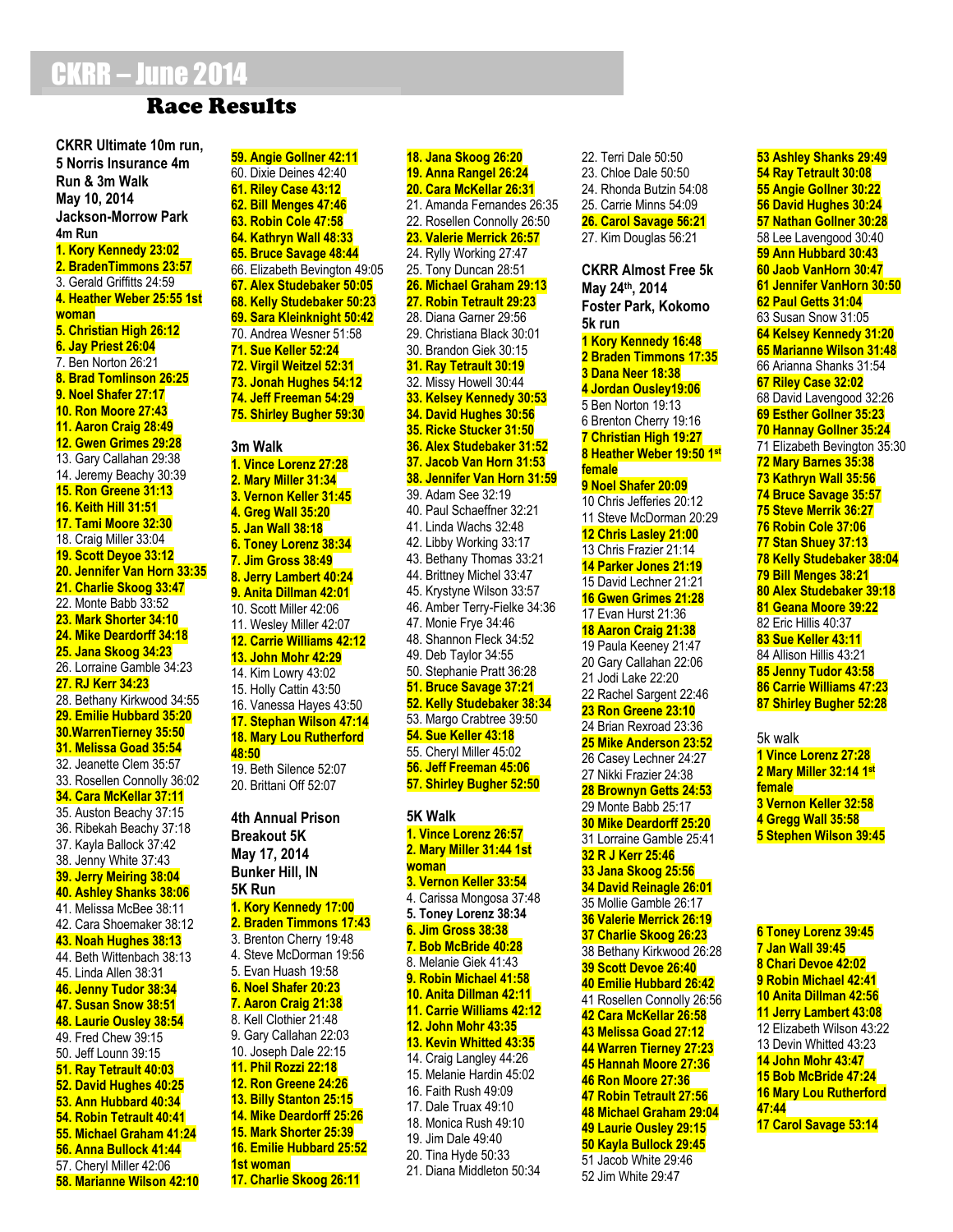# CKRR – June 2014

## Race Results

**CKRR Ultimate 10m run, 5 Norris Insurance 4m Run & 3m Walk**
**May 10, 2014**
**Jackson-Morrow Park**
**4m Run**

1. Kory Kennedy 23:02
2. BradenTimmons 23:57
3. Gerald Griffitts 24:59
4. Heather Weber 25:55 1st woman
5. Christian High 26:12
6. Jay Priest 26:04
7. Ben Norton 26:21
8. Brad Tomlinson 26:25
9. Noel Shafer 27:17
10. Ron Moore 27:43
11. Aaron Craig 28:49
12. Gwen Grimes 29:28
13. Gary Callahan 29:38
14. Jeremy Beachy 30:39
15. Ron Greene 31:13
16. Keith Hill 31:51
17. Tami Moore 32:30
18. Craig Miller 33:04
19. Scott Deyoe 33:12
20. Jennifer Van Horn 33:35
21. Charlie Skoog 33:47
22. Monte Babb 33:52
23. Mark Shorter 34:10
24. Mike Deardorff 34:18
25. Jana Skoog 34:23
26. Lorraine Gamble 34:23
27. RJ Kerr 34:23
28. Bethany Kirkwood 34:55
29. Emilie Hubbard 35:20
30.WarrenTierney 35:50
31. Melissa Goad 35:54
32. Jeanette Clem 35:57
33. Rosellen Connolly 36:02
34. Cara McKellar 37:11
35. Auston Beachy 37:15
36. Ribekah Beachy 37:18
37. Kayla Ballock 37:42
38. Jenny White 37:43
39. Jerry Meiring 38:04
40. Ashley Shanks 38:06
41. Melissa McBee 38:11
42. Cara Shoemaker 38:12
43. Noah Hughes 38:13
44. Beth Wittenbach 38:13
45. Linda Allen 38:31
46. Jenny Tudor 38:34
47. Susan Snow 38:51
48. Laurie Ousley 38:54
49. Fred Chew 39:15
50. Jeff Lounn 39:15
51. Ray Tetrault 40:03
52. David Hughes 40:25
53. Ann Hubbard 40:34
54. Robin Tetrault 40:41
55. Michael Graham 41:24
56. Anna Bullock 41:44
57. Cheryl Miller 42:06
58. Marianne Wilson 42:10
59. Angie Gollner 42:11
60. Dixie Deines 42:40
61. Riley Case 43:12
62. Bill Menges 47:46
63. Robin Cole 47:58
64. Kathryn Wall 48:33
65. Bruce Savage 48:44
66. Elizabeth Bevington 49:05
67. Alex Studebaker 50:05
68. Kelly Studebaker 50:23
69. Sara Kleinknight 50:42
70. Andrea Wesner 51:58
71. Sue Keller 52:24
72. Virgil Weitzel 52:31
73. Jonah Hughes 54:12
74. Jeff Freeman 54:29
75. Shirley Bugher 59:30

**3m Walk**

1. Vince Lorenz 27:28
2. Mary Miller 31:34
3. Vernon Keller 31:45
4. Greg Wall 35:20
5. Jan Wall 38:18
6. Toney Lorenz 38:34
7. Jim Gross 38:49
8. Jerry Lambert 40:24
9. Anita Dillman 42:01
10. Scott Miller 42:06
11. Wesley Miller 42:07
12. Carrie Williams 42:12
13. John Mohr 42:29
14. Kim Lowry 43:02
15. Holly Cattin 43:50
16. Vanessa Hayes 43:50
17. Stephan Wilson 47:14
18. Mary Lou Rutherford 48:50
19. Beth Silence 52:07
20. Brittani Off 52:07

**4th Annual Prison Breakout 5K**
**May 17, 2014**
**Bunker Hill, IN**
**5K Run**

1. Kory Kennedy 17:00
2. Braden Timmons 17:43
3. Brenton Cherry 19:48
4. Steve McDorman 19:56
5. Evan Huash 19:58
6. Noel Shafer 20:23
7. Aaron Craig 21:38
8. Kell Clothier 21:48
9. Gary Callahan 22:03
10. Joseph Dale 22:15
11. Phil Rozzi 22:18
12. Ron Greene 24:26
13. Billy Stanton 25:15
14. Mike Deardorff 25:26
15. Mark Shorter 25:39
16. Emilie Hubbard 25:52 1st woman
17. Charlie Skoog 26:11
18. Jana Skoog 26:20
19. Anna Rangel 26:24
20. Cara McKellar 26:31
21. Amanda Fernandes 26:35
22. Rosellen Connolly 26:50
23. Valerie Merrick 26:57
24. Rylly Working 27:47
25. Tony Duncan 28:51
26. Michael Graham 29:13
27. Robin Tetrault 29:23
28. Diana Garner 29:56
29. Christiana Black 30:01
30. Brandon Giek 30:15
31. Ray Tetrault 30:19
32. Missy Howell 30:44
33. Kelsey Kennedy 30:53
34. David Hughes 30:56
35. Ricke Stucker 31:50
36. Alex Studebaker 31:52
37. Jacob Van Horn 31:53
38. Jennifer Van Horn 31:59
39. Adam See 32:19
40. Paul Schaeffner 32:21
41. Linda Wachs 32:48
42. Libby Working 33:17
43. Bethany Thomas 33:21
44. Brittney Michel 33:47
45. Krystyne Wilson 33:57
46. Amber Terry-Fielke 34:36
47. Monie Frye 34:46
48. Shannon Fleck 34:52
49. Deb Taylor 34:55
50. Stephanie Pratt 36:28
51. Bruce Savage 37:21
52. Kelly Studebaker 38:34
53. Margo Crabtree 39:50
54. Sue Keller 43:18
55. Cheryl Miller 45:02
56. Jeff Freeman 45:06
57. Shirley Bugher 52:50

**5K Walk**

1. Vince Lorenz 26:57
2. Mary Miller 31:44 1st woman
3. Vernon Keller 33:54
4. Carissa Mongosa 37:48
5. Toney Lorenz 38:34
6. Jim Gross 38:38
7. Bob McBride 40:28
8. Melanie Giek 41:43
9. Robin Michael 41:58
10. Anita Dillman 42:11
11. Carrie Williams 42:12
12. John Mohr 43:35
13. Kevin Whitted 43:35
14. Craig Langley 44:26
15. Melanie Hardin 45:02
16. Faith Rush 49:09
17. Dale Truax 49:10
18. Monica Rush 49:10
19. Jim Dale 49:40
20. Tina Hyde 50:33
21. Diana Middleton 50:34
22. Terri Dale 50:50
23. Chloe Dale 50:50
24. Rhonda Butzin 54:08
25. Carrie Minns 54:09
26. Carol Savage 56:21
27. Kim Douglas 56:21

**CKRR Almost Free 5k**
**May 24th, 2014**
**Foster Park, Kokomo**
**5k run**

1 Kory Kennedy 16:48
2 Braden Timmons 17:35
3 Dana Neer 18:38
4 Jordan Ousley19:06
5 Ben Norton 19:13
6 Brenton Cherry 19:16
7 Christian High 19:27
8 Heather Weber 19:50 1st female
9 Noel Shafer 20:09
10 Chris Jefferies 20:12
11 Steve McDorman 20:29
12 Chris Lasley 21:00
13 Chris Frazier 21:14
14 Parker Jones 21:19
15 David Lechner 21:21
16 Gwen Grimes 21:28
17 Evan Hurst 21:36
18 Aaron Craig 21:38
19 Paula Keeney 21:47
20 Gary Callahan 22:06
21 Jodi Lake 22:20
22 Rachel Sargent 22:46
23 Ron Greene 23:10
24 Brian Rexroad 23:36
25 Mike Anderson 23:52
26 Casey Lechner 24:27
27 Nikki Frazier 24:38
28 Brownyn Getts 24:53
29 Monte Babb 25:17
30 Mike Deardorff 25:20
31 Lorraine Gamble 25:41
32 R J Kerr 25:46
33 Jana Skoog 25:56
34 David Reinagle 26:01
35 Mollie Gamble 26:17
36 Valerie Merrick 26:19
37 Charlie Skoog 26:23
38 Bethany Kirkwood 26:28
39 Scott Devoe 26:40
40 Emilie Hubbard 26:42
41 Rosellen Connolly 26:56
42 Cara McKellar 26:58
43 Melissa Goad 27:12
44 Warren Tierney 27:23
45 Hannah Moore 27:36
46 Ron Moore 27:36
47 Robin Tetrault 27:56
48 Michael Graham 29:04
49 Laurie Ousley 29:15
50 Kayla Bullock 29:45
51 Jacob White 29:46
52 Jim White 29:47
53 Ashley Shanks 29:49
54 Ray Tetrault 30:08
55 Angie Gollner 30:22
56 David Hughes 30:24
57 Nathan Gollner 30:28
58 Lee Lavengood 30:40
59 Ann Hubbard 30:43
60 Jaob VanHorn 30:47
61 Jennifer VanHorn 30:50
62 Paul Getts 31:04
63 Susan Snow 31:05
64 Kelsey Kennedy 31:20
65 Marianne Wilson 31:48
66 Arianna Shanks 31:54
67 Riley Case 32:02
68 David Lavengood 32:26
69 Esther Gollner 35:23
70 Hannay Gollner 35:24
71 Elizabeth Bevington 35:30
72 Mary Barnes 35:38
73 Kathryn Wall 35:56
74 Bruce Savage 35:57
75 Steve Merrik 36:27
76 Robin Cole 37:06
77 Stan Shuey 37:13
78 Kelly Studebaker 38:04
79 Bill Menges 38:21
80 Alex Studebaker 39:18
81 Geana Moore 39:22
82 Eric Hillis 40:37
83 Sue Keller 43:11
84 Allison Hillis 43:21
85 Jenny Tudor 43:58
86 Carrie Williams 47:23
87 Shirley Bugher 52:28

**5k walk**

1 Vince Lorenz 27:28
2 Mary Miller 32:14 1st female
3 Vernon Keller 32:58
4 Gregg Wall 35:58
5 Stephen Wilson 39:45
6 Toney Lorenz 39:45
7 Jan Wall 39:45
8 Chari Devoe 42:02
9 Robin Michael 42:41
10 Anita Dillman 42:56
11 Jerry Lambert 43:08
12 Elizabeth Wilson 43:22
13 Devin Whitted 43:23
14 John Mohr 43:47
15 Bob McBride 47:24
16 Mary Lou Rutherford 47:44
17 Carol Savage 53:14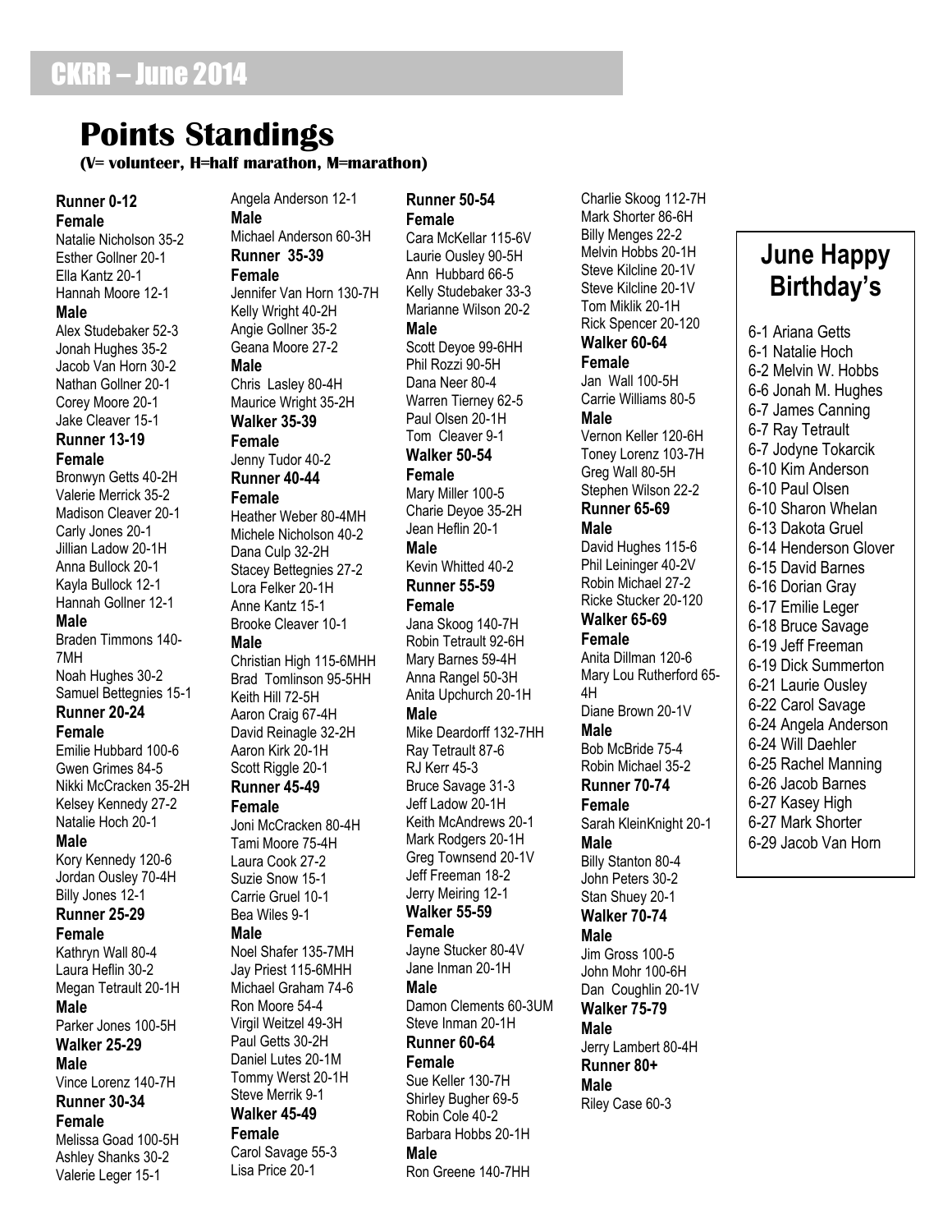# Points Standings

**(V= volunteer, H=half marathon, M=marathon)**

**Runner 0-12**
**Female**
Natalie Nicholson 35-2
Esther Gollner 20-1
Ella Kantz 20-1
Hannah Moore 12-1
**Male**
Alex Studebaker 52-3
Jonah Hughes 35-2
Jacob Van Horn 30-2
Nathan Gollner 20-1
Corey Moore 20-1
Jake Cleaver 15-1

**Runner 13-19**
**Female**
Bronwyn Getts 40-2H
Valerie Merrick 35-2
Madison Cleaver 20-1
Carly Jones 20-1
Jillian Ladow 20-1H
Anna Bullock 20-1
Kayla Bullock 12-1
Hannah Gollner 12-1
**Male**
Braden Timmons 140-7MH
Noah Hughes 30-2
Samuel Bettegnies 15-1

**Runner 20-24**
**Female**
Emilie Hubbard 100-6
Gwen Grimes 84-5
Nikki McCracken 35-2H
Kelsey Kennedy 27-2
Natalie Hoch 20-1
**Male**
Kory Kennedy 120-6
Jordan Ousley 70-4H
Billy Jones 12-1

**Runner 25-29**
**Female**
Kathryn Wall 80-4
Laura Heflin 30-2
Megan Tetrault 20-1H
**Male**
Parker Jones 100-5H

**Walker 25-29**
**Male**
Vince Lorenz 140-7H

**Runner 30-34**
**Female**
Melissa Goad 100-5H
Ashley Shanks 30-2
Valerie Leger 15-1
Angela Anderson 12-1
**Male**
Michael Anderson 60-3H

**Runner 35-39**
**Female**
Jennifer Van Horn 130-7H
Kelly Wright 40-2H
Angie Gollner 35-2
Geana Moore 27-2
**Male**
Chris Lasley 80-4H
Maurice Wright 35-2H

**Walker 35-39**
**Female**
Jenny Tudor 40-2

**Runner 40-44**
**Female**
Heather Weber 80-4MH
Michele Nicholson 40-2
Dana Culp 32-2H
Stacey Bettegnies 27-2
Lora Felker 20-1H
Anne Kantz 15-1
Brooke Cleaver 10-1
**Male**
Christian High 115-6MHH
Brad Tomlinson 95-5HH
Keith Hill 72-5H
Aaron Craig 67-4H
David Reinagle 32-2H
Aaron Kirk 20-1H
Scott Riggle 20-1

**Runner 45-49**
**Female**
Joni McCracken 80-4H
Tami Moore 75-4H
Laura Cook 27-2
Suzie Snow 15-1
Carrie Gruel 10-1
Bea Wiles 9-1
**Male**
Noel Shafer 135-7MH
Jay Priest 115-6MHH
Michael Graham 74-6
Ron Moore 54-4
Virgil Weitzel 49-3H
Paul Getts 30-2H
Daniel Lutes 20-1M
Tommy Werst 20-1H
Steve Merrik 9-1

**Walker 45-49**
**Female**
Carol Savage 55-3
Lisa Price 20-1

**Runner 50-54**
**Female**
Cara McKellar 115-6V
Laurie Ousley 90-5H
Ann Hubbard 66-5
Kelly Studebaker 33-3
Marianne Wilson 20-2
**Male**
Scott Deyoe 99-6HH
Phil Rozzi 90-5H
Dana Neer 80-4
Warren Tierney 62-5
Paul Olsen 20-1H
Tom Cleaver 9-1

**Walker 50-54**
**Female**
Mary Miller 100-5
Charie Deyoe 35-2H
Jean Heflin 20-1
**Male**
Kevin Whitted 40-2

**Runner 55-59**
**Female**
Jana Skoog 140-7H
Robin Tetrault 92-6H
Mary Barnes 59-4H
Anna Rangel 50-3H
Anita Upchurch 20-1H
**Male**
Mike Deardorff 132-7HH
Ray Tetrault 87-6
RJ Kerr 45-3
Bruce Savage 31-3
Jeff Ladow 20-1H
Keith McAndrews 20-1
Mark Rodgers 20-1H
Greg Townsend 20-1V
Jeff Freeman 18-2
Jerry Meiring 12-1

**Walker 55-59**
**Female**
Jayne Stucker 80-4V
Jane Inman 20-1H
**Male**
Damon Clements 60-3UM
Steve Inman 20-1H

**Runner 60-64**
**Female**
Sue Keller 130-7H
Shirley Bugher 69-5
Robin Cole 40-2
Barbara Hobbs 20-1H
**Male**
Ron Greene 140-7HH
Charlie Skoog 112-7H
Mark Shorter 86-6H
Billy Menges 22-2
Melvin Hobbs 20-1H
Steve Kilcline 20-1V
Steve Kilcline 20-1V
Tom Miklik 20-1H
Rick Spencer 20-120

**Walker 60-64**
**Female**
Jan Wall 100-5H
Carrie Williams 80-5
**Male**
Vernon Keller 120-6H
Toney Lorenz 103-7H
Greg Wall 80-5H
Stephen Wilson 22-2

**Runner 65-69**
**Male**
David Hughes 115-6
Phil Leininger 40-2V
Robin Michael 27-2
Ricke Stucker 20-120

**Walker 65-69**
**Female**
Anita Dillman 120-6
Mary Lou Rutherford 65-4H
Diane Brown 20-1V
**Male**
Bob McBride 75-4
Robin Michael 35-2

**Runner 70-74**
**Female**
Sarah KleinKnight 20-1
**Male**
Billy Stanton 80-4
John Peters 30-2
Stan Shuey 20-1

**Walker 70-74**
**Male**
Jim Gross 100-5
John Mohr 100-6H
Dan Coughlin 20-1V

**Walker 75-79**
**Male**
Jerry Lambert 80-4H

**Runner 80+**
**Male**
Riley Case 60-3

## June Happy Birthday's

6-1 Ariana Getts
6-1 Natalie Hoch
6-2 Melvin W. Hobbs
6-6 Jonah M. Hughes
6-7 James Canning
6-7 Ray Tetrault
6-7 Jodyne Tokarcik
6-10 Kim Anderson
6-10 Paul Olsen
6-10 Sharon Whelan
6-13 Dakota Gruel
6-14 Henderson Glover
6-15 David Barnes
6-16 Dorian Gray
6-17 Emilie Leger
6-18 Bruce Savage
6-19 Jeff Freeman
6-19 Dick Summerton
6-21 Laurie Ousley
6-22 Carol Savage
6-24 Angela Anderson
6-24 Will Daehler
6-25 Rachel Manning
6-26 Jacob Barnes
6-27 Kasey High
6-27 Mark Shorter
6-29 Jacob Van Horn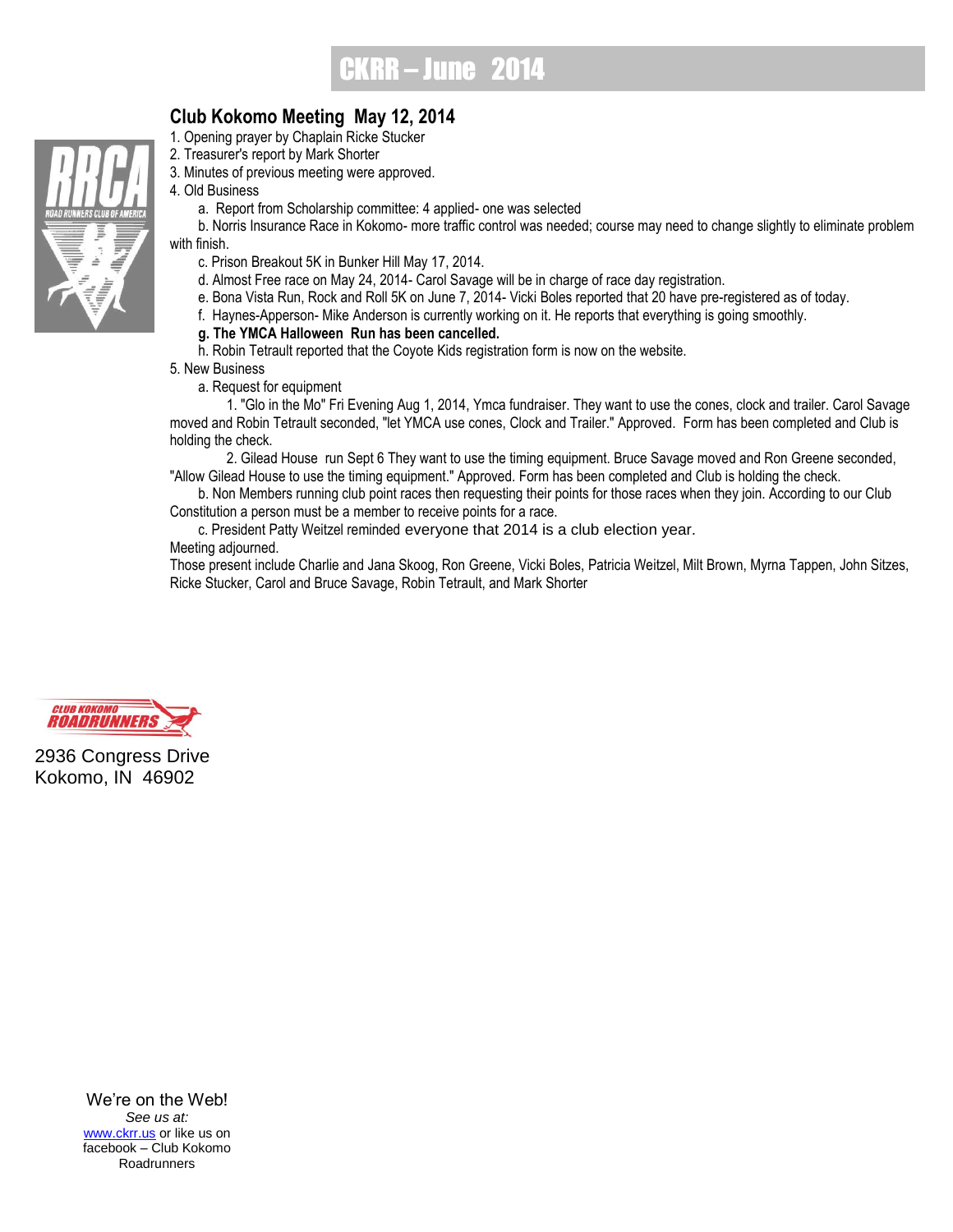## Club Kokomo Meeting May 12, 2014

1. Opening prayer by Chaplain Ricke Stucker
2. Treasurer's report by Mark Shorter
3. Minutes of previous meeting were approved.
4. Old Business
   a. Report from Scholarship committee: 4 applied- one was selected
   b. Norris Insurance Race in Kokomo- more traffic control was needed; course may need to change slightly to eliminate problem with finish.
   c. Prison Breakout 5K in Bunker Hill May 17, 2014.
   d. Almost Free race on May 24, 2014- Carol Savage will be in charge of race day registration.
   e. Bona Vista Run, Rock and Roll 5K on June 7, 2014- Vicki Boles reported that 20 have pre-registered as of today.
   f. Haynes-Apperson- Mike Anderson is currently working on it. He reports that everything is going smoothly.
   **g. The YMCA Halloween Run has been cancelled.**
   h. Robin Tetrault reported that the Coyote Kids registration form is now on the website.
5. New Business
   a. Request for equipment
      1. "Glo in the Mo" Fri Evening Aug 1, 2014, Ymca fundraiser. They want to use the cones, clock and trailer. Carol Savage moved and Robin Tetrault seconded, "let YMCA use cones, Clock and Trailer." Approved. Form has been completed and Club is holding the check.
      2. Gilead House run Sept 6 They want to use the timing equipment. Bruce Savage moved and Ron Greene seconded, "Allow Gilead House to use the timing equipment." Approved. Form has been completed and Club is holding the check.
   b. Non Members running club point races then requesting their points for those races when they join. According to our Club Constitution a person must be a member to receive points for a race.
   c. President Patty Weitzel reminded everyone that 2014 is a club election year.

Meeting adjourned.

Those present include Charlie and Jana Skoog, Ron Greene, Vicki Boles, Patricia Weitzel, Milt Brown, Myrna Tappen, John Sitzes, Ricke Stucker, Carol and Bruce Savage, Robin Tetrault, and Mark Shorter

2936 Congress Drive
Kokomo, IN 46902

We're on the Web!
*See us at:*
www.ckrr.us or like us on facebook – Club Kokomo Roadrunners